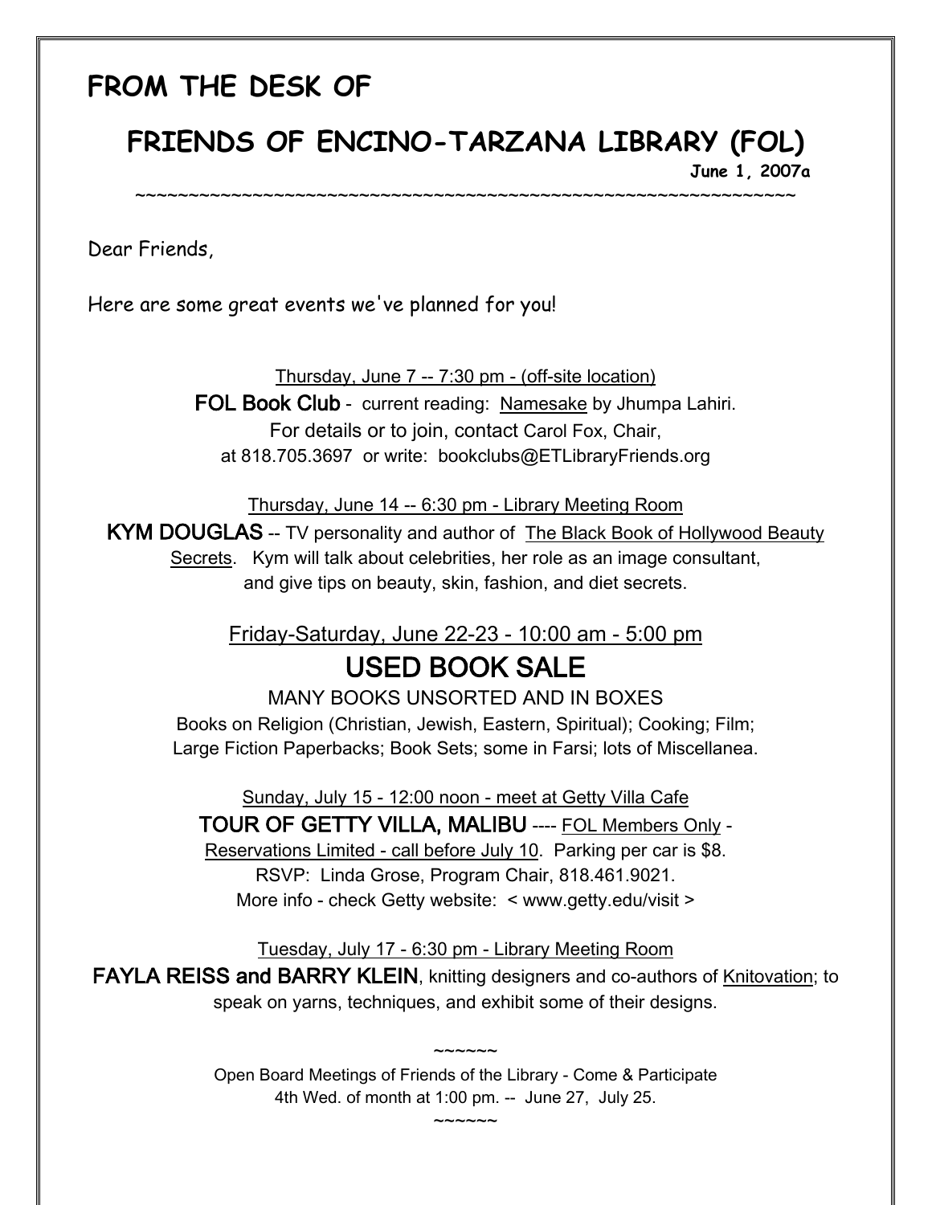# FROM THE DESK OF

## FRIENDS OF ENCINO-TARZANA LIBRARY (FOL)

**June 1, 2007a**

~~~~~~~~~~~~~~~~~~~~~~~~~~~~~~~~~~~~~~~~~~~~~~~~~~~~~~~~~~~~~~~~~

Dear Friends,

Here are some great events we've planned for you!

Thursday, June 7 -- 7:30 pm - (off-site location)

**FOL Book Club** - current reading: Namesake by Jhumpa Lahiri.
For details or to join, contact Carol Fox, Chair,
at 818.705.3697 or write: bookclubs@ETLibraryFriends.org

Thursday, June 14 -- 6:30 pm - Library Meeting Room

**KYM DOUGLAS** -- TV personality and author of The Black Book of Hollywood Beauty Secrets. Kym will talk about celebrities, her role as an image consultant, and give tips on beauty, skin, fashion, and diet secrets.

Friday-Saturday, June 22-23 - 10:00 am - 5:00 pm

## USED BOOK SALE

MANY BOOKS UNSORTED AND IN BOXES
Books on Religion (Christian, Jewish, Eastern, Spiritual); Cooking; Film; Large Fiction Paperbacks; Book Sets; some in Farsi; lots of Miscellanea.

Sunday, July 15 - 12:00 noon - meet at Getty Villa Cafe

**TOUR OF GETTY VILLA, MALIBU** ---- FOL Members Only - Reservations Limited - call before July 10. Parking per car is $8.
RSVP: Linda Grose, Program Chair, 818.461.9021.
More info - check Getty website: < www.getty.edu/visit >

Tuesday, July 17 - 6:30 pm - Library Meeting Room

**FAYLA REISS and BARRY KLEIN**, knitting designers and co-authors of Knitovation; to speak on yarns, techniques, and exhibit some of their designs.

~~~~~~

Open Board Meetings of Friends of the Library - Come & Participate
4th Wed. of month at 1:00 pm. -- June 27, July 25.

~~~~~~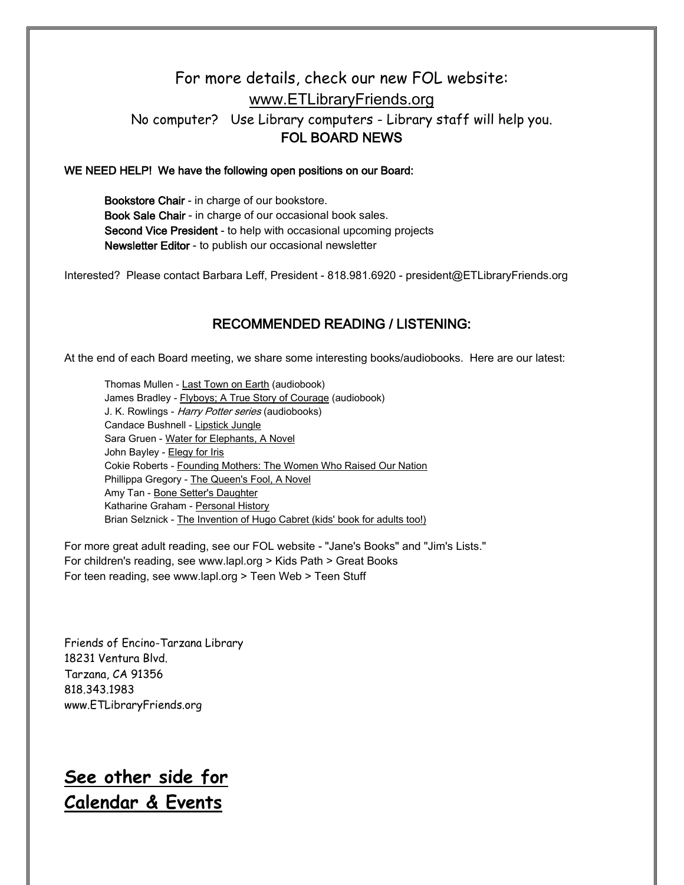For more details, check our new FOL website:

www.ETLibraryFriends.org

No computer? Use Library computers - Library staff will help you.

## FOL BOARD NEWS

**WE NEED HELP! We have the following open positions on our Board:**

- **Bookstore Chair** - in charge of our bookstore.
- **Book Sale Chair** - in charge of our occasional book sales.
- **Second Vice President** - to help with occasional upcoming projects
- **Newsletter Editor** - to publish our occasional newsletter

Interested? Please contact Barbara Leff, President - 818.981.6920 - president@ETLibraryFriends.org

## RECOMMENDED READING / LISTENING:

At the end of each Board meeting, we share some interesting books/audiobooks. Here are our latest:

- Thomas Mullen - Last Town on Earth (audiobook)
- James Bradley - Flyboys; A True Story of Courage (audiobook)
- J. K. Rowlings - *Harry Potter series* (audiobooks)
- Candace Bushnell - Lipstick Jungle
- Sara Gruen - Water for Elephants, A Novel
- John Bayley - Elegy for Iris
- Cokie Roberts - Founding Mothers: The Women Who Raised Our Nation
- Phillippa Gregory - The Queen's Fool, A Novel
- Amy Tan - Bone Setter's Daughter
- Katharine Graham - Personal History
- Brian Selznick - The Invention of Hugo Cabret (kids' book for adults too!)

For more great adult reading, see our FOL website - "Jane's Books" and "Jim's Lists."
For children's reading, see www.lapl.org > Kids Path > Great Books
For teen reading, see www.lapl.org > Teen Web > Teen Stuff

Friends of Encino-Tarzana Library
18231 Ventura Blvd.
Tarzana, CA 91356
818.343.1983
www.ETLibraryFriends.org

## See other side for Calendar & Events